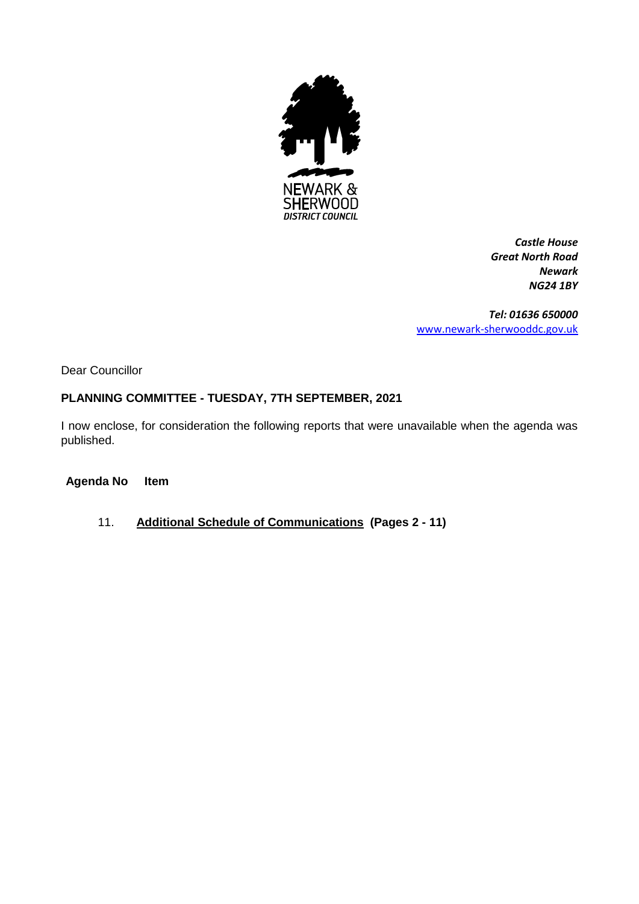NEWARK &
SHERWOOD
*DISTRICT COUNCIL*

***Castle House***
***Great North Road***
***Newark***
***NG24 1BY***

***Tel: 01636 650000***
www.newark-sherwooddc.gov.uk

Dear Councillor

**PLANNING COMMITTEE - TUESDAY, 7TH SEPTEMBER, 2021**

I now enclose, for consideration the following reports that were unavailable when the agenda was published.

| Agenda No | Item |
|---|---|
| 11. | **Additional Schedule of Communications (Pages 2 - 11)** |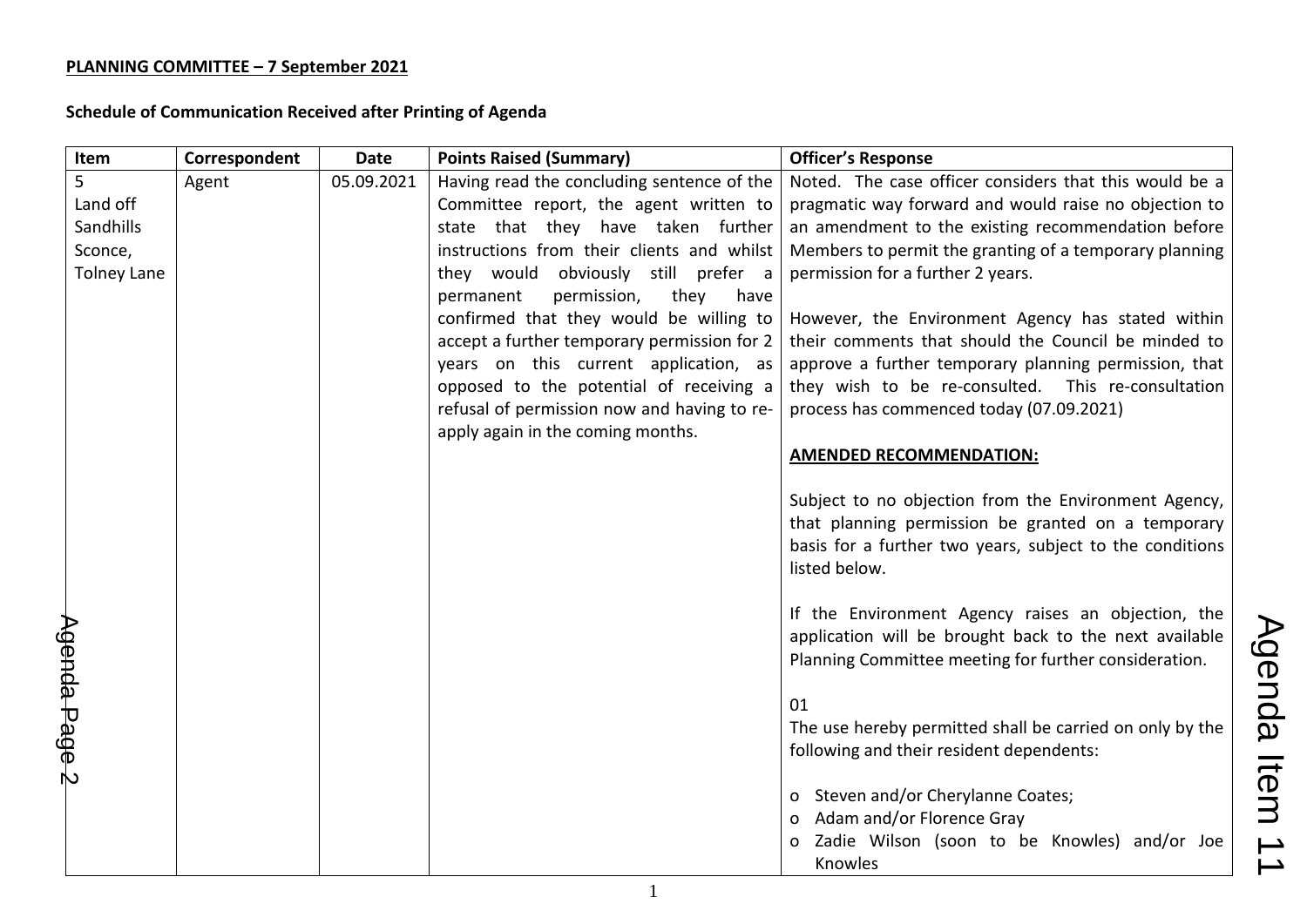**PLANNING COMMITTEE – 7 September 2021**

**Schedule of Communication Received after Printing of Agenda**

| Item | Correspondent | Date | Points Raised (Summary) | Officer's Response |
|---|---|---|---|---|
| 5<br>Land off Sandhills Sconce, Tolney Lane | Agent | 05.09.2021 | Having read the concluding sentence of the Committee report, the agent written to state that they have taken further instructions from their clients and whilst they would obviously still prefer a permanent permission, they have confirmed that they would be willing to accept a further temporary permission for 2 years on this current application, as opposed to the potential of receiving a refusal of permission now and having to re-apply again in the coming months. | Noted. The case officer considers that this would be a pragmatic way forward and would raise no objection to an amendment to the existing recommendation before Members to permit the granting of a temporary planning permission for a further 2 years.<br><br>However, the Environment Agency has stated within their comments that should the Council be minded to approve a further temporary planning permission, that they wish to be re-consulted. This re-consultation process has commenced today (07.09.2021)<br><br>**AMENDED RECOMMENDATION:**<br><br>Subject to no objection from the Environment Agency, that planning permission be granted on a temporary basis for a further two years, subject to the conditions listed below.<br><br>If the Environment Agency raises an objection, the application will be brought back to the next available Planning Committee meeting for further consideration.<br><br>01<br>The use hereby permitted shall be carried on only by the following and their resident dependents:<br><br>o Steven and/or Cherylanne Coates;<br>o Adam and/or Florence Gray<br>o Zadie Wilson (soon to be Knowles) and/or Joe Knowles |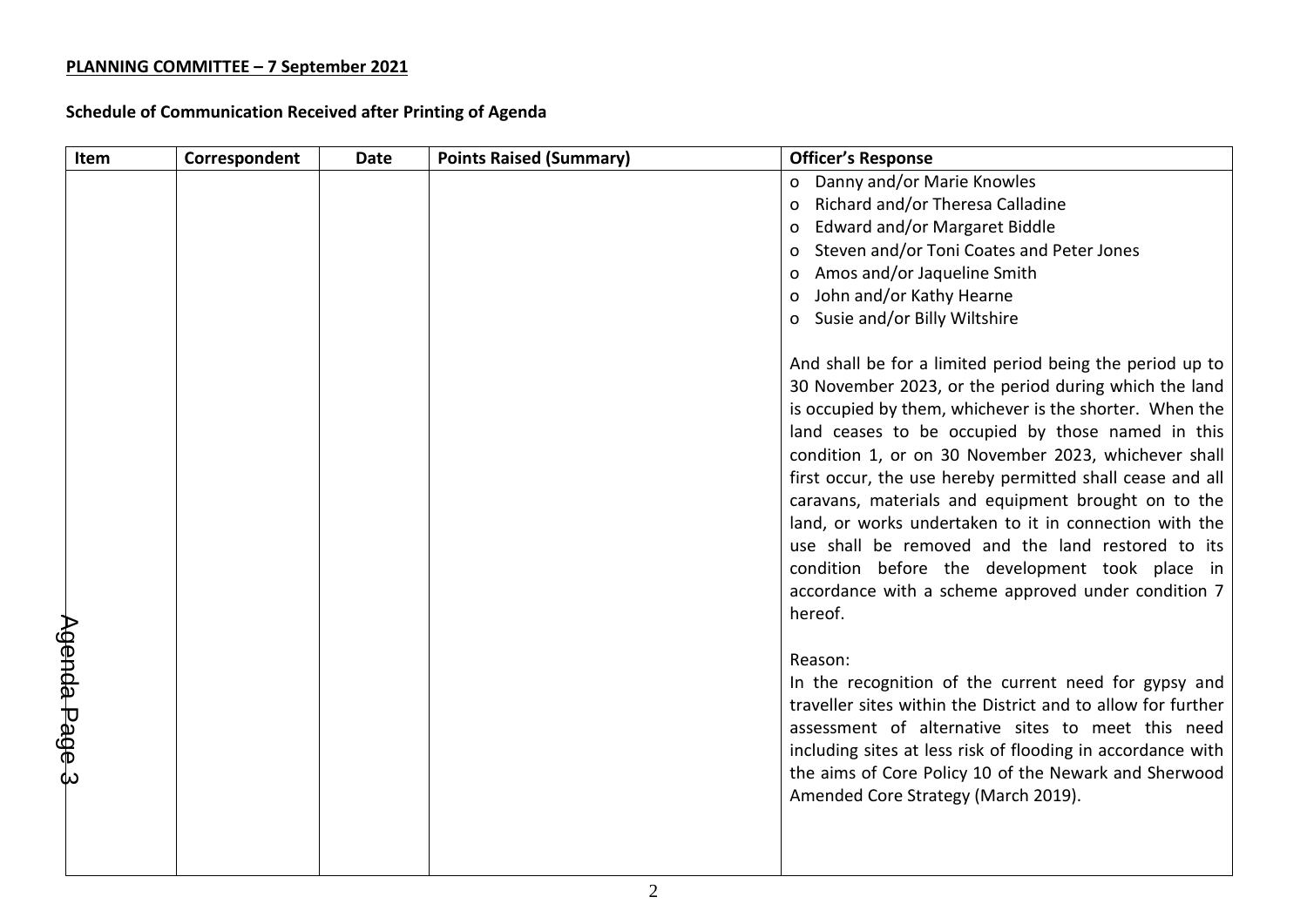**PLANNING COMMITTEE – 7 September 2021**

**Schedule of Communication Received after Printing of Agenda**

| Item | Correspondent | Date | Points Raised (Summary) | Officer's Response |
|---|---|---|---|---|
| | | | | o Danny and/or Marie Knowles<br>o Richard and/or Theresa Calladine<br>o Edward and/or Margaret Biddle<br>o Steven and/or Toni Coates and Peter Jones<br>o Amos and/or Jaqueline Smith<br>o John and/or Kathy Hearne<br>o Susie and/or Billy Wiltshire<br><br>And shall be for a limited period being the period up to 30 November 2023, or the period during which the land is occupied by them, whichever is the shorter. When the land ceases to be occupied by those named in this condition 1, or on 30 November 2023, whichever shall first occur, the use hereby permitted shall cease and all caravans, materials and equipment brought on to the land, or works undertaken to it in connection with the use shall be removed and the land restored to its condition before the development took place in accordance with a scheme approved under condition 7 hereof.<br><br>Reason:<br>In the recognition of the current need for gypsy and traveller sites within the District and to allow for further assessment of alternative sites to meet this need including sites at less risk of flooding in accordance with the aims of Core Policy 10 of the Newark and Sherwood Amended Core Strategy (March 2019). |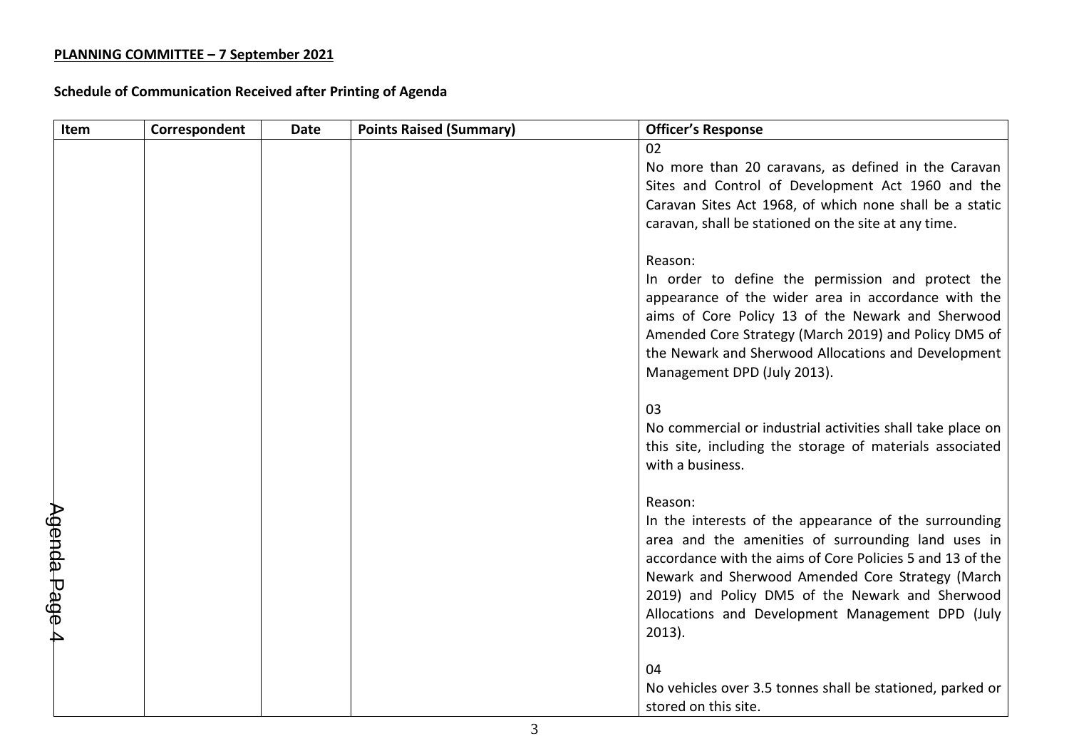**PLANNING COMMITTEE – 7 September 2021**

**Schedule of Communication Received after Printing of Agenda**

| Item | Correspondent | Date | Points Raised (Summary) | Officer's Response |
|---|---|---|---|---|
| | | | | 02<br>No more than 20 caravans, as defined in the Caravan Sites and Control of Development Act 1960 and the Caravan Sites Act 1968, of which none shall be a static caravan, shall be stationed on the site at any time.<br><br>Reason:<br>In order to define the permission and protect the appearance of the wider area in accordance with the aims of Core Policy 13 of the Newark and Sherwood Amended Core Strategy (March 2019) and Policy DM5 of the Newark and Sherwood Allocations and Development Management DPD (July 2013).<br><br>03<br>No commercial or industrial activities shall take place on this site, including the storage of materials associated with a business.<br><br>Reason:<br>In the interests of the appearance of the surrounding area and the amenities of surrounding land uses in accordance with the aims of Core Policies 5 and 13 of the Newark and Sherwood Amended Core Strategy (March 2019) and Policy DM5 of the Newark and Sherwood Allocations and Development Management DPD (July 2013).<br><br>04<br>No vehicles over 3.5 tonnes shall be stationed, parked or stored on this site. |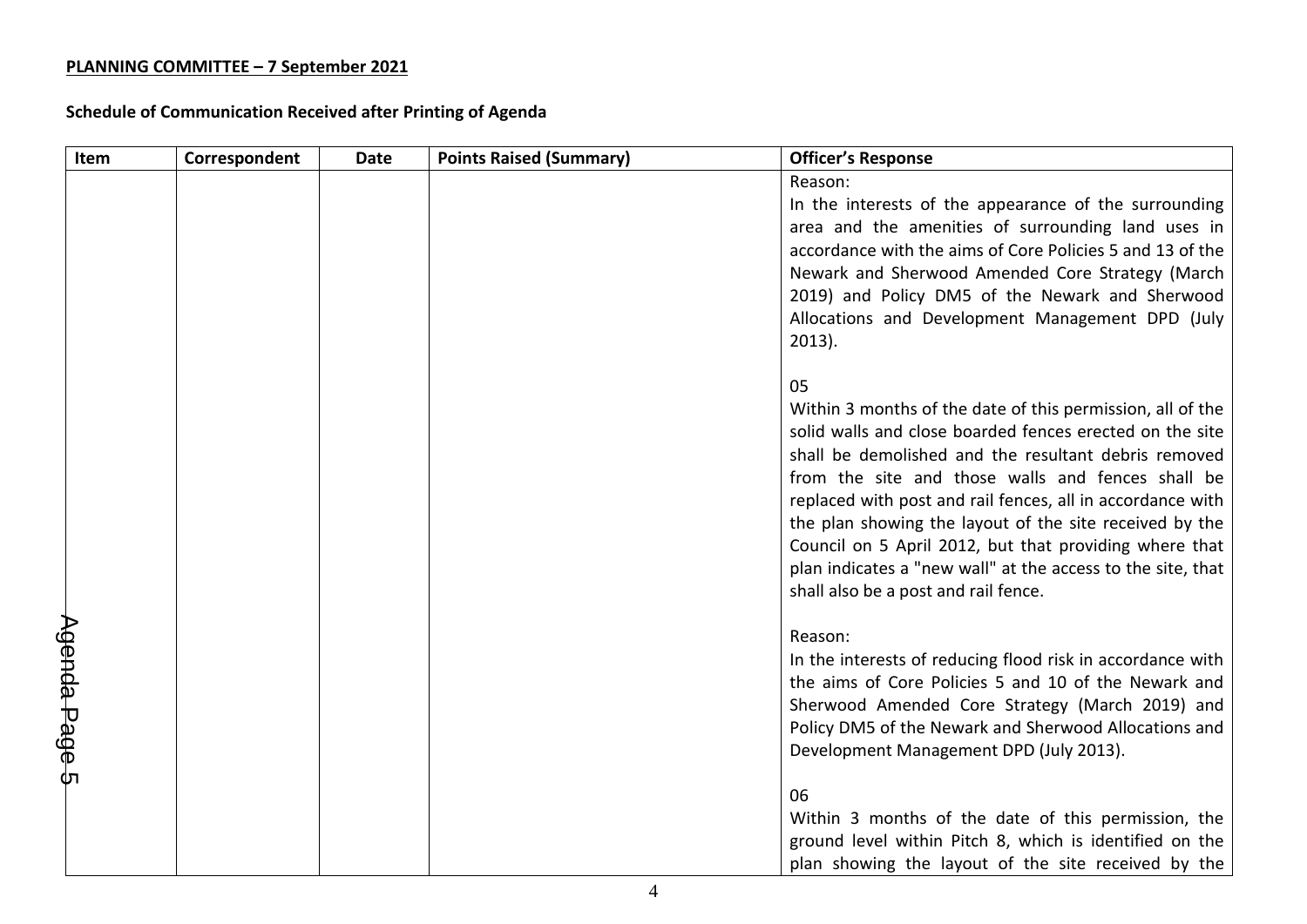**PLANNING COMMITTEE – 7 September 2021**

**Schedule of Communication Received after Printing of Agenda**

| Item | Correspondent | Date | Points Raised (Summary) | Officer's Response |
|---|---|---|---|---|
| | | | | Reason:<br>In the interests of the appearance of the surrounding area and the amenities of surrounding land uses in accordance with the aims of Core Policies 5 and 13 of the Newark and Sherwood Amended Core Strategy (March 2019) and Policy DM5 of the Newark and Sherwood Allocations and Development Management DPD (July 2013).<br><br>05<br>Within 3 months of the date of this permission, all of the solid walls and close boarded fences erected on the site shall be demolished and the resultant debris removed from the site and those walls and fences shall be replaced with post and rail fences, all in accordance with the plan showing the layout of the site received by the Council on 5 April 2012, but that providing where that plan indicates a "new wall" at the access to the site, that shall also be a post and rail fence.<br><br>Reason:<br>In the interests of reducing flood risk in accordance with the aims of Core Policies 5 and 10 of the Newark and Sherwood Amended Core Strategy (March 2019) and Policy DM5 of the Newark and Sherwood Allocations and Development Management DPD (July 2013).<br><br>06<br>Within 3 months of the date of this permission, the ground level within Pitch 8, which is identified on the plan showing the layout of the site received by the |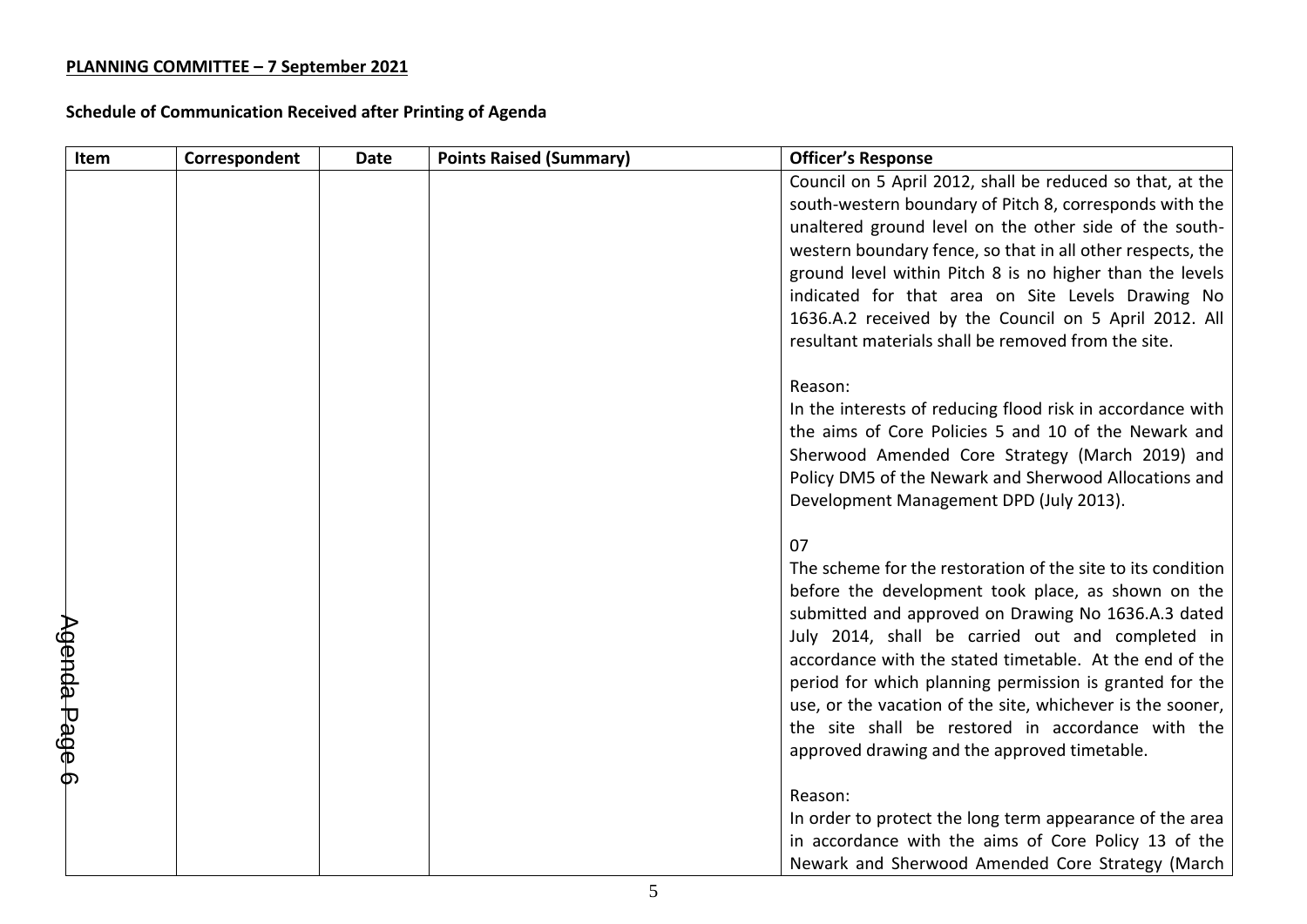**PLANNING COMMITTEE – 7 September 2021**

**Schedule of Communication Received after Printing of Agenda**

| Item | Correspondent | Date | Points Raised (Summary) | Officer's Response |
|---|---|---|---|---|
| | | | | Council on 5 April 2012, shall be reduced so that, at the south-western boundary of Pitch 8, corresponds with the unaltered ground level on the other side of the south-western boundary fence, so that in all other respects, the ground level within Pitch 8 is no higher than the levels indicated for that area on Site Levels Drawing No 1636.A.2 received by the Council on 5 April 2012. All resultant materials shall be removed from the site.<br><br>Reason:<br>In the interests of reducing flood risk in accordance with the aims of Core Policies 5 and 10 of the Newark and Sherwood Amended Core Strategy (March 2019) and Policy DM5 of the Newark and Sherwood Allocations and Development Management DPD (July 2013).<br><br>07<br>The scheme for the restoration of the site to its condition before the development took place, as shown on the submitted and approved on Drawing No 1636.A.3 dated July 2014, shall be carried out and completed in accordance with the stated timetable. At the end of the period for which planning permission is granted for the use, or the vacation of the site, whichever is the sooner, the site shall be restored in accordance with the approved drawing and the approved timetable.<br><br>Reason:<br>In order to protect the long term appearance of the area in accordance with the aims of Core Policy 13 of the Newark and Sherwood Amended Core Strategy (March |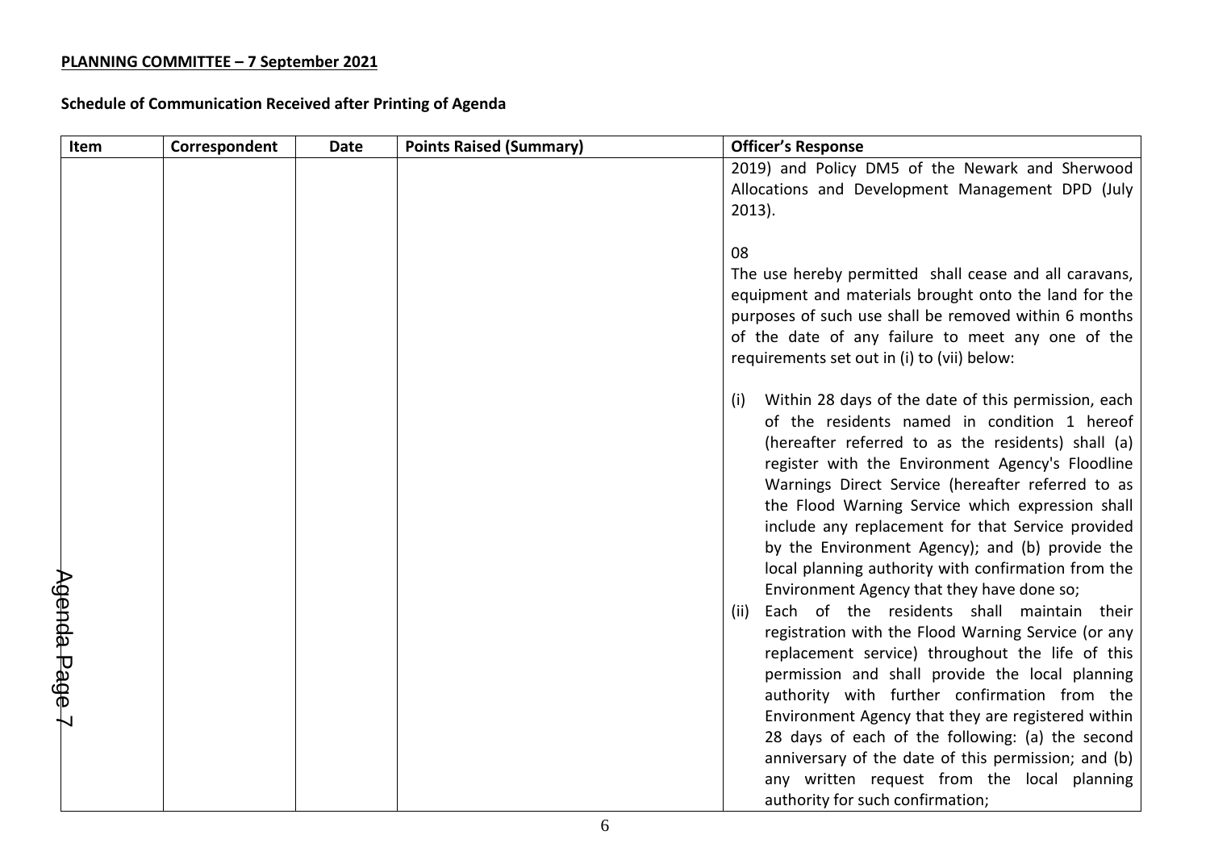**PLANNING COMMITTEE – 7 September 2021**

**Schedule of Communication Received after Printing of Agenda**

| Item | Correspondent | Date | Points Raised (Summary) | Officer's Response |
|---|---|---|---|---|
| | | | | 2019) and Policy DM5 of the Newark and Sherwood Allocations and Development Management DPD (July 2013).<br><br>08<br>The use hereby permitted shall cease and all caravans, equipment and materials brought onto the land for the purposes of such use shall be removed within 6 months of the date of any failure to meet any one of the requirements set out in (i) to (vii) below:<br><br>(i) Within 28 days of the date of this permission, each of the residents named in condition 1 hereof (hereafter referred to as the residents) shall (a) register with the Environment Agency's Floodline Warnings Direct Service (hereafter referred to as the Flood Warning Service which expression shall include any replacement for that Service provided by the Environment Agency); and (b) provide the local planning authority with confirmation from the Environment Agency that they have done so;<br>(ii) Each of the residents shall maintain their registration with the Flood Warning Service (or any replacement service) throughout the life of this permission and shall provide the local planning authority with further confirmation from the Environment Agency that they are registered within 28 days of each of the following: (a) the second anniversary of the date of this permission; and (b) any written request from the local planning authority for such confirmation; |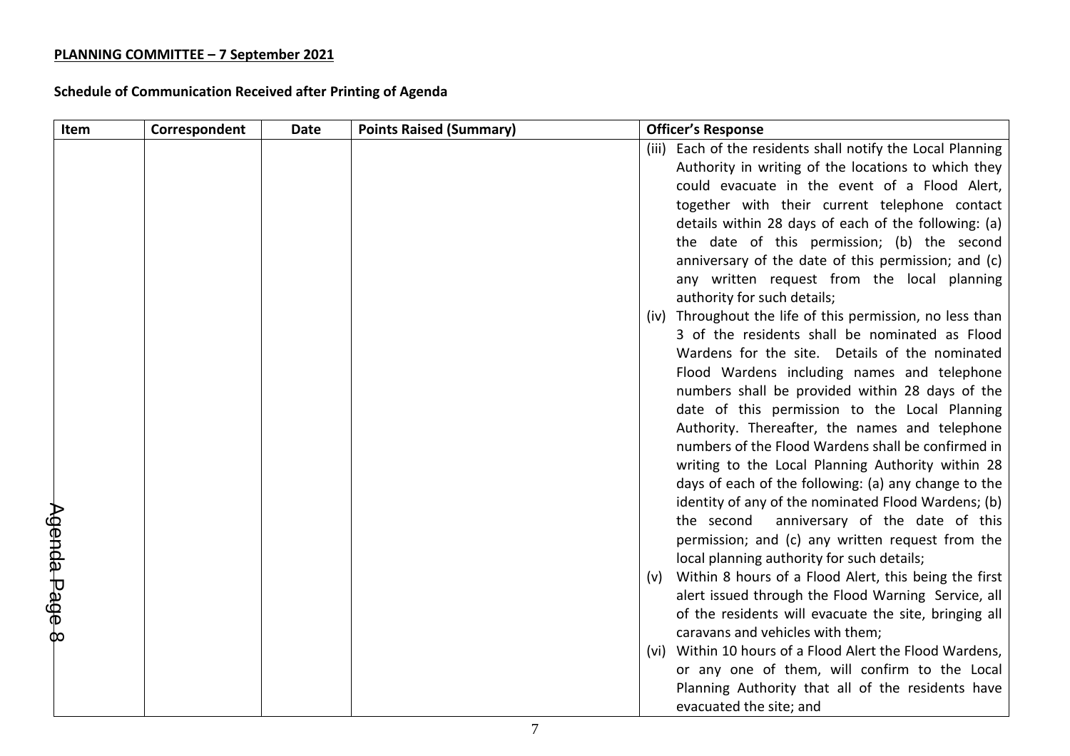**PLANNING COMMITTEE – 7 September 2021**

**Schedule of Communication Received after Printing of Agenda**

| Item | Correspondent | Date | Points Raised (Summary) | Officer's Response |
|---|---|---|---|---|
| | | | | (iii) Each of the residents shall notify the Local Planning Authority in writing of the locations to which they could evacuate in the event of a Flood Alert, together with their current telephone contact details within 28 days of each of the following: (a) the date of this permission; (b) the second anniversary of the date of this permission; and (c) any written request from the local planning authority for such details;<br>(iv) Throughout the life of this permission, no less than 3 of the residents shall be nominated as Flood Wardens for the site. Details of the nominated Flood Wardens including names and telephone numbers shall be provided within 28 days of the date of this permission to the Local Planning Authority. Thereafter, the names and telephone numbers of the Flood Wardens shall be confirmed in writing to the Local Planning Authority within 28 days of each of the following: (a) any change to the identity of any of the nominated Flood Wardens; (b) the second anniversary of the date of this permission; and (c) any written request from the local planning authority for such details;<br>(v) Within 8 hours of a Flood Alert, this being the first alert issued through the Flood Warning Service, all of the residents will evacuate the site, bringing all caravans and vehicles with them;<br>(vi) Within 10 hours of a Flood Alert the Flood Wardens, or any one of them, will confirm to the Local Planning Authority that all of the residents have evacuated the site; and |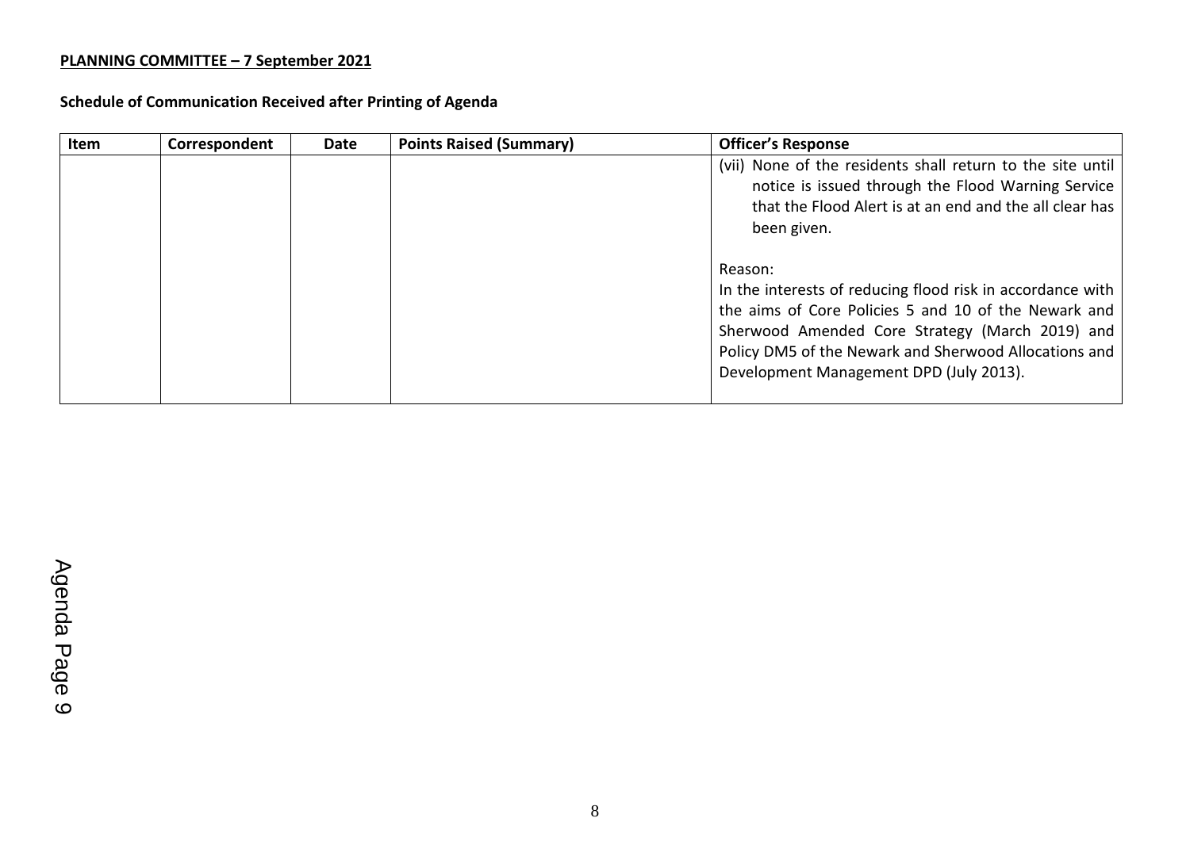**PLANNING COMMITTEE – 7 September 2021**

**Schedule of Communication Received after Printing of Agenda**

| Item | Correspondent | Date | Points Raised (Summary) | Officer's Response |
|---|---|---|---|---|
| | | | | (vii) None of the residents shall return to the site until notice is issued through the Flood Warning Service that the Flood Alert is at an end and the all clear has been given.<br><br>Reason:<br>In the interests of reducing flood risk in accordance with the aims of Core Policies 5 and 10 of the Newark and Sherwood Amended Core Strategy (March 2019) and Policy DM5 of the Newark and Sherwood Allocations and Development Management DPD (July 2013). |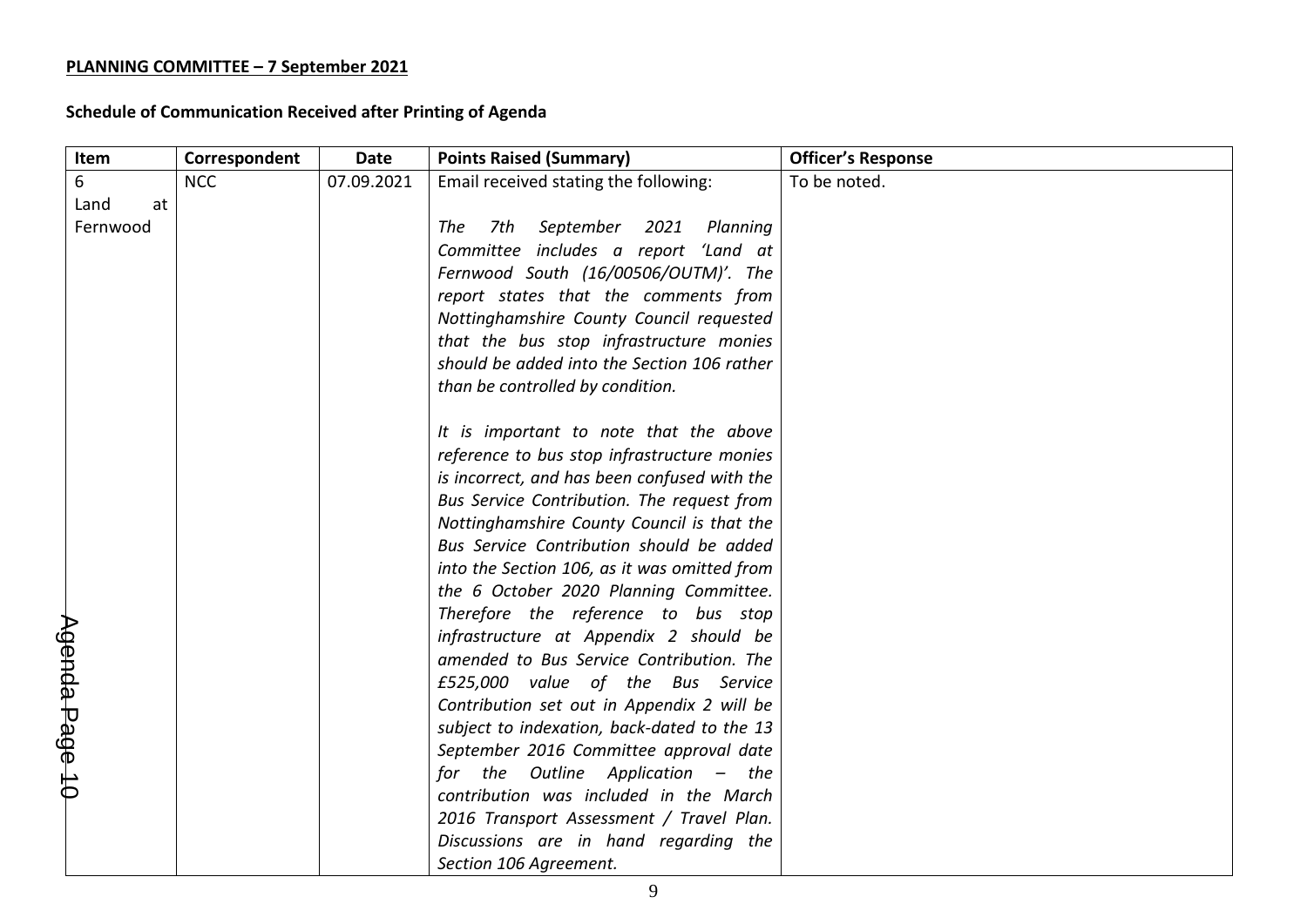**PLANNING COMMITTEE – 7 September 2021**

**Schedule of Communication Received after Printing of Agenda**

| Item | Correspondent | Date | Points Raised (Summary) | Officer's Response |
|---|---|---|---|---|
| 6 Land at Fernwood | NCC | 07.09.2021 | Email received stating the following:<br><br>*The 7th September 2021 Planning Committee includes a report 'Land at Fernwood South (16/00506/OUTM)'. The report states that the comments from Nottinghamshire County Council requested that the bus stop infrastructure monies should be added into the Section 106 rather than be controlled by condition.*<br><br>*It is important to note that the above reference to bus stop infrastructure monies is incorrect, and has been confused with the Bus Service Contribution. The request from Nottinghamshire County Council is that the Bus Service Contribution should be added into the Section 106, as it was omitted from the 6 October 2020 Planning Committee. Therefore the reference to bus stop infrastructure at Appendix 2 should be amended to Bus Service Contribution. The £525,000 value of the Bus Service Contribution set out in Appendix 2 will be subject to indexation, back-dated to the 13 September 2016 Committee approval date for the Outline Application – the contribution was included in the March 2016 Transport Assessment / Travel Plan. Discussions are in hand regarding the Section 106 Agreement.* | To be noted. |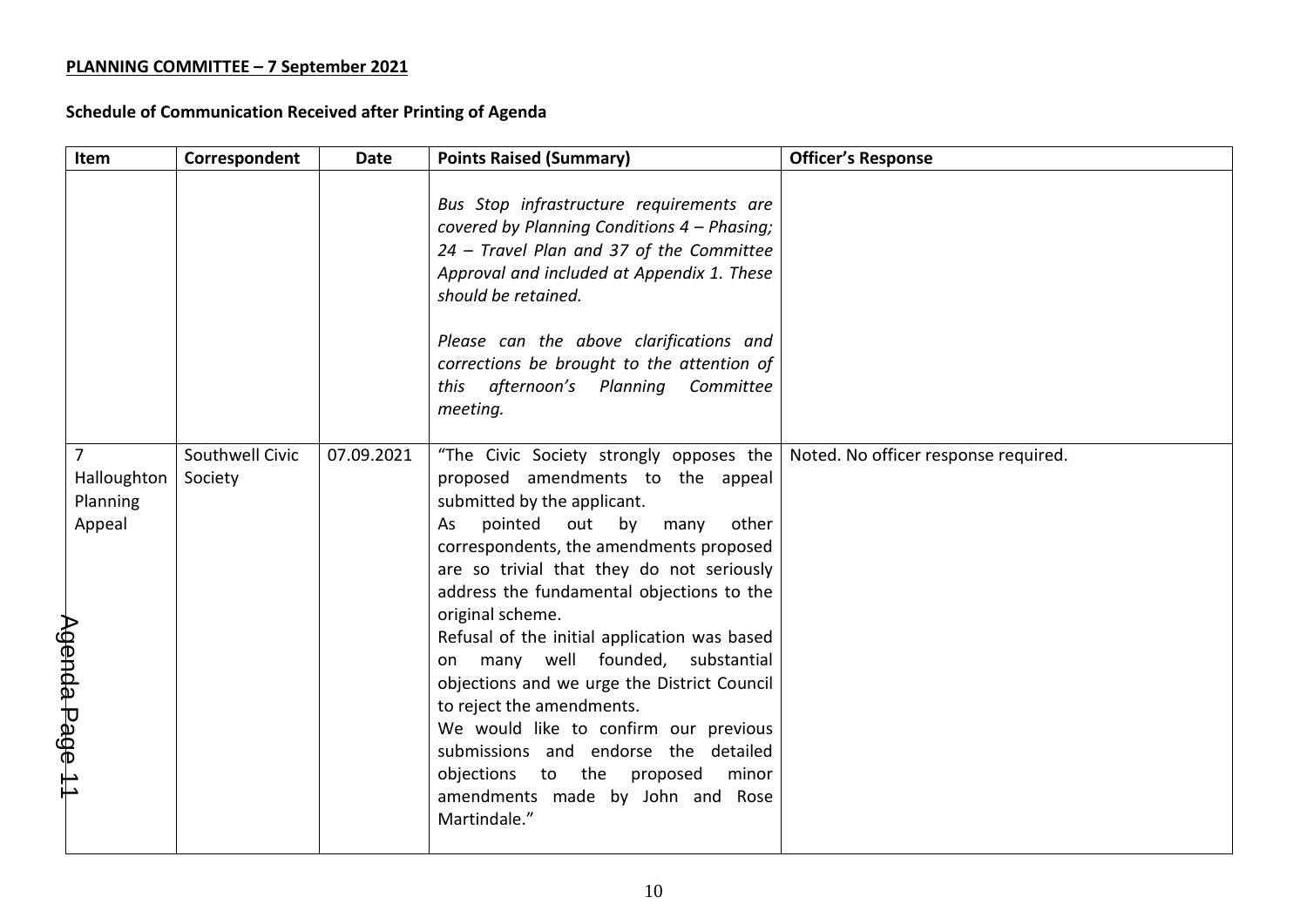**PLANNING COMMITTEE – 7 September 2021**

**Schedule of Communication Received after Printing of Agenda**

| Item | Correspondent | Date | Points Raised (Summary) | Officer's Response |
|---|---|---|---|---|
| | | | *Bus Stop infrastructure requirements are covered by Planning Conditions 4 – Phasing; 24 – Travel Plan and 37 of the Committee Approval and included at Appendix 1. These should be retained.*<br><br>*Please can the above clarifications and corrections be brought to the attention of this afternoon's Planning Committee meeting.* | |
| 7 Halloughton Planning Appeal | Southwell Civic Society | 07.09.2021 | "The Civic Society strongly opposes the proposed amendments to the appeal submitted by the applicant.<br>As pointed out by many other correspondents, the amendments proposed are so trivial that they do not seriously address the fundamental objections to the original scheme.<br>Refusal of the initial application was based on many well founded, substantial objections and we urge the District Council to reject the amendments.<br>We would like to confirm our previous submissions and endorse the detailed objections to the proposed minor amendments made by John and Rose Martindale." | Noted. No officer response required. |